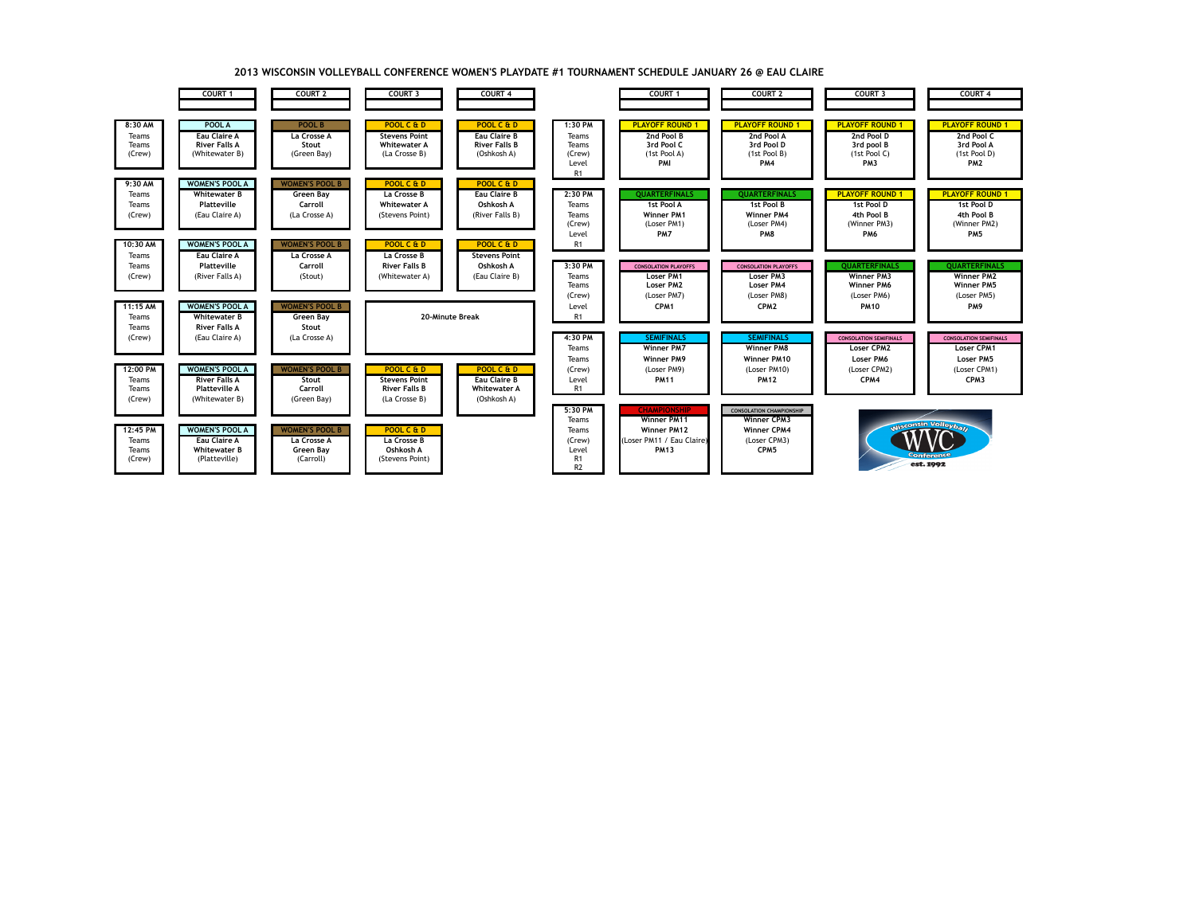# 2013 WISCONSIN VOLLEYBALL CONFERENCE WOMEN'S PLAYDATE #1 TOURNAMENT SCHEDULE JANUARY 26 @ EAU CLAIRE

| Time | COURT 1 | COURT 2 | COURT 3 | COURT 4 |
|---|---|---|---|---|
| **8:30 AM** Teams / Teams / (Crew) | **POOL A** Eau Claire A / River Falls A / (Whitewater B) | **POOL B** La Crosse A / Stout / (Green Bay) | **POOL C & D** Stevens Point / Whitewater A / (La Crosse B) | **POOL C & D** Eau Claire B / River Falls B / (Oshkosh A) |
| **9:30 AM** Teams / Teams / (Crew) | **WOMEN'S POOL A** Whitewater B / Platteville / (Eau Claire A) | **WOMEN'S POOL B** Green Bay / Carroll / (La Crosse A) | **POOL C & D** La Crosse B / Whitewater A / (Stevens Point) | **POOL C & D** Eau Claire B / Oshkosh A / (River Falls B) |
| **10:30 AM** Teams / Teams / (Crew) | **WOMEN'S POOL A** Eau Claire A / Platteville / (River Falls A) | **WOMEN'S POOL B** La Crosse A / Carroll / (Stout) | **POOL C & D** La Crosse B / River Falls B / (Whitewater A) | **POOL C & D** Stevens Point / Oshkosh A / (Eau Claire B) |
| **11:15 AM** Teams / Teams / (Crew) | **WOMEN'S POOL A** Whitewater B / River Falls A / (Eau Claire A) | **WOMEN'S POOL B** Green Bay / Stout / (La Crosse A) | 20-Minute Break | |
| **12:00 PM** Teams / Teams / (Crew) | **WOMEN'S POOL A** River Falls A / Platteville A / (Whitewater B) | **WOMEN'S POOL B** Stout / Carroll / (Green Bay) | **POOL C & D** Stevens Point / River Falls B / (La Crosse B) | **POOL C & D** Eau Claire B / Whitewater A / (Oshkosh A) |
| **12:45 PM** Teams / Teams / (Crew) | **WOMEN'S POOL A** Eau Claire A / Whitewater B / (Platteville) | **WOMEN'S POOL B** La Crosse A / Green Bay / (Carroll) | **POOL C & D** La Crosse B / Oshkosh A / (Stevens Point) | |

| Time | COURT 1 | COURT 2 | COURT 3 | COURT 4 |
|---|---|---|---|---|
| **1:30 PM** Teams / Teams / (Crew) / Level / R1 | **PLAYOFF ROUND 1** 2nd Pool B / 3rd Pool C / (1st Pool A) / PMI | **PLAYOFF ROUND 1** 2nd Pool A / 3rd Pool D / (1st Pool B) / PM4 | **PLAYOFF ROUND 1** 2nd Pool D / 3rd pool B / (1st Pool C) / PM3 | **PLAYOFF ROUND 1** 2nd Pool C / 3rd Pool A / (1st Pool D) / PM2 |
| **2:30 PM** Teams / Teams / (Crew) / Level / R1 | **QUARTERFINALS** 1st Pool A / Winner PM1 / (Loser PM1) / PM7 | **QUARTERFINALS** 1st Pool B / Winner PM4 / (Loser PM4) / PM8 | **PLAYOFF ROUND 1** 1st Pool D / 4th Pool B / (Winner PM3) / PM6 | **PLAYOFF ROUND 1** 1st Pool D / 4th Pool B / (Winner PM2) / PM5 |
| **3:30 PM** Teams / Teams / (Crew) / Level / R1 | **CONSOLATION PLAYOFFS** Loser PM1 / Loser PM2 / (Loser PM7) / CPM1 | **CONSOLATION PLAYOFFS** Loser PM3 / Loser PM4 / (Loser PM8) / CPM2 | **QUARTERFINALS** Winner PM3 / Winner PM6 / (Loser PM6) / PM10 | **QUARTERFINALS** Winner PM2 / Winner PM5 / (Loser PM5) / PM9 |
| **4:30 PM** Teams / Teams / (Crew) / Level / R1 | **SEMIFINALS** Winner PM7 / Winner PM9 / (Loser PM9) / PM11 | **SEMIFINALS** Winner PM8 / Winner PM10 / (Loser PM10) / PM12 | **CONSOLATION SEMIFINALS** Loser CPM2 / Loser PM6 / (Loser CPM2) / CPM4 | **CONSOLATION SEMIFINALS** Loser CPM1 / Loser PM5 / (Loser CPM1) / CPM3 |
| **5:30 PM** Teams / Teams / (Crew) / Level / R1 / R2 | **CHAMPIONSHIP** Winner PM11 / Winner PM12 / (Loser PM11 / Eau Claire) / PM13 | **CONSOLATION CHAMPIONSHIP** Winner CPM3 / Winner CPM4 / (Loser CPM3) / CPM5 | | |

Wisconsin Volleyball Conference WVC est. 1992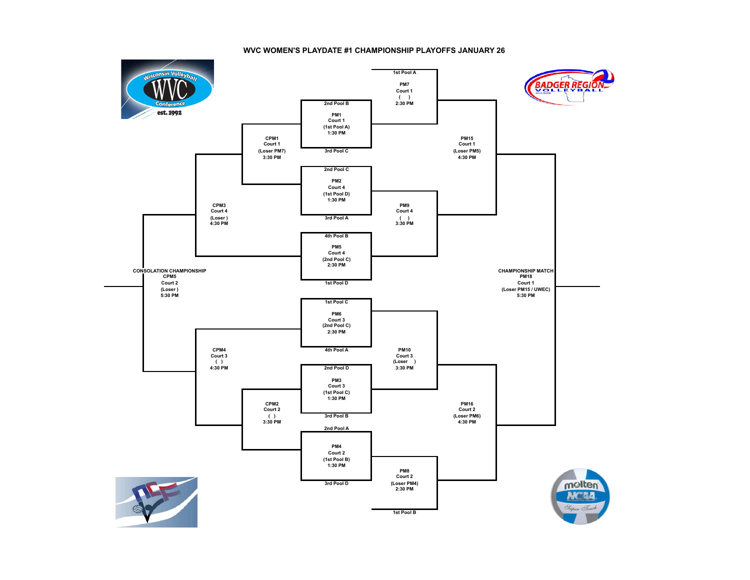# WVC WOMEN'S PLAYDATE #1 CHAMPIONSHIP PLAYOFFS JANUARY 26

1st Pool A

PM7
Court 1
( )
2:30 PM

2nd Pool B

PM1
Court 1
(1st Pool A)
1:30 PM

3rd Pool C

CPM1
Court 1
(Loser PM7)
3:30 PM

PM15
Court 1
(Loser PM5)
4:30 PM

2nd Pool C

PM2
Court 4
(1st Pool D)
1:30 PM

3rd Pool A

CPM3
Court 4
(Loser )
4:30 PM

PM9
Court 4
( )
3:30 PM

4th Pool B

PM5
Court 4
(2nd Pool C)
2:30 PM

1st Pool D

CONSOLATION CHAMPIONSHIP
CPM5
Court 2
(Loser )
5:30 PM

CHAMPIONSHIP MATCH
PM18
Court 1
(Loser PM15 / UWEC)
5:30 PM

1st Pool C

PM6
Court 3
(2nd Pool C)
2:30 PM

4th Pool A

CPM4
Court 3
( )
4:30 PM

PM10
Court 3
(Loser )
3:30 PM

2nd Pool D

PM3
Court 3
(1st Pool C)
1:30 PM

3rd Pool B

CPM2
Court 2
( )
3:30 PM

PM16
Court 2
(Loser PM6)
4:30 PM

2nd Pool A

PM4
Court 2
(1st Pool B)
1:30 PM

3rd Pool D

PM8
Court 2
(Loser PM4)
2:30 PM

1st Pool B